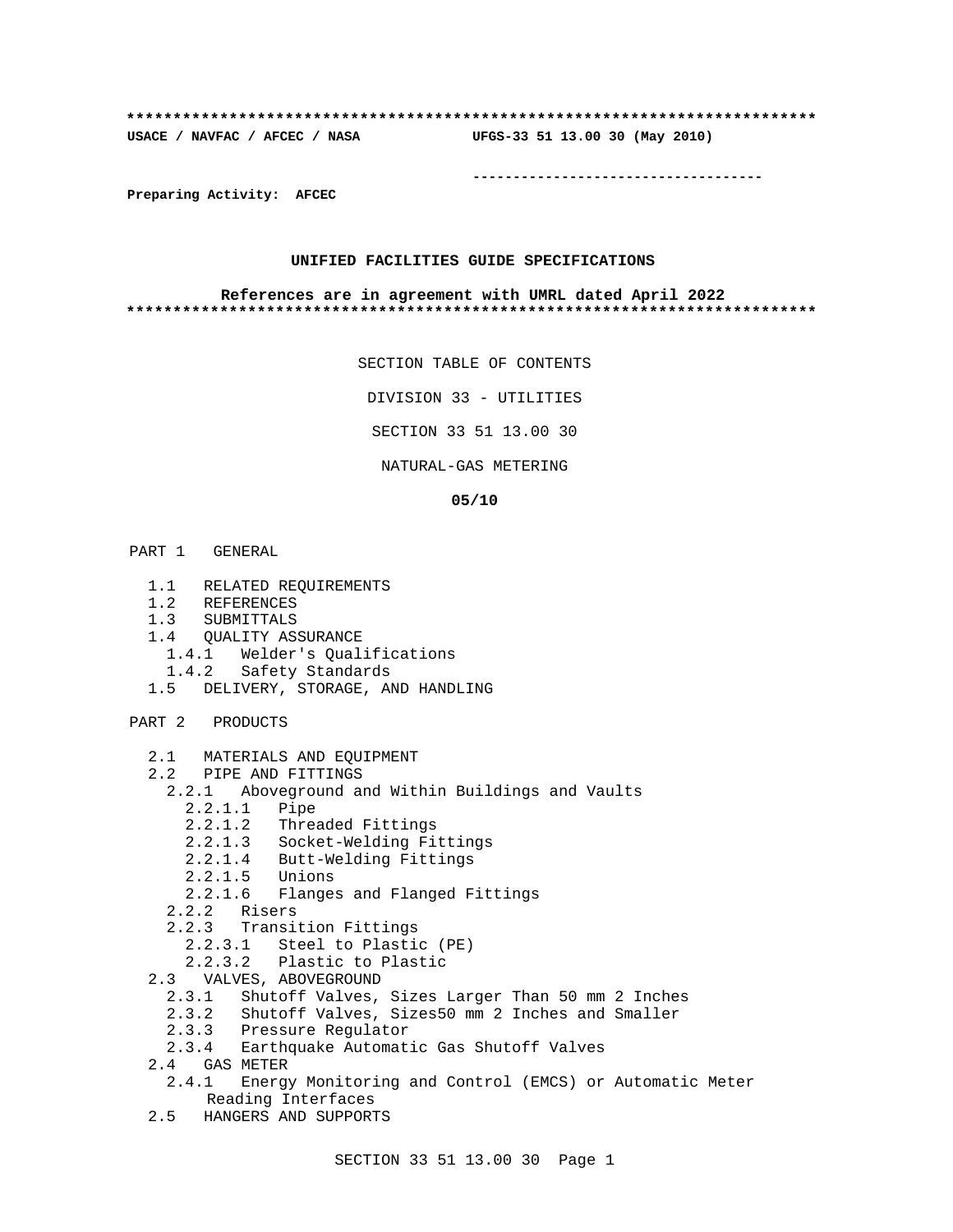**************************************************************************

**USACE / NAVFAC / AFCEC / NASA UFGS-33 51 13.00 30 (May 2010)**

-----------------------------------

**Preparing Activity: AFCEC**

**UNIFIED FACILITIES GUIDE SPECIFICATIONS**

**References are in agreement with UMRL dated April 2022**

**************************************************************************

SECTION TABLE OF CONTENTS

DIVISION 33 - UTILITIES

SECTION 33 51 13.00 30

NATURAL-GAS METERING

**05/10**

PART 1 GENERAL

- 1.1 RELATED REQUIREMENTS
- 1.2 REFERENCES
- 1.3 SUBMITTALS
- 1.4 QUALITY ASSURANCE
  - 1.4.1 Welder's Qualifications
  - 1.4.2 Safety Standards
- 1.5 DELIVERY, STORAGE, AND HANDLING

PART 2 PRODUCTS

- 2.1 MATERIALS AND EQUIPMENT
- 2.2 PIPE AND FITTINGS
  - 2.2.1 Aboveground and Within Buildings and Vaults
    - 2.2.1.1 Pipe
    - 2.2.1.2 Threaded Fittings
    - 2.2.1.3 Socket-Welding Fittings
    - 2.2.1.4 Butt-Welding Fittings
    - 2.2.1.5 Unions
    - 2.2.1.6 Flanges and Flanged Fittings
  - 2.2.2 Risers
  - 2.2.3 Transition Fittings
    - 2.2.3.1 Steel to Plastic (PE)
    - 2.2.3.2 Plastic to Plastic
- 2.3 VALVES, ABOVEGROUND
  - 2.3.1 Shutoff Valves, Sizes Larger Than 50 mm 2 Inches
  - 2.3.2 Shutoff Valves, Sizes50 mm 2 Inches and Smaller
  - 2.3.3 Pressure Regulator
  - 2.3.4 Earthquake Automatic Gas Shutoff Valves
- 2.4 GAS METER
  - 2.4.1 Energy Monitoring and Control (EMCS) or Automatic Meter Reading Interfaces
- 2.5 HANGERS AND SUPPORTS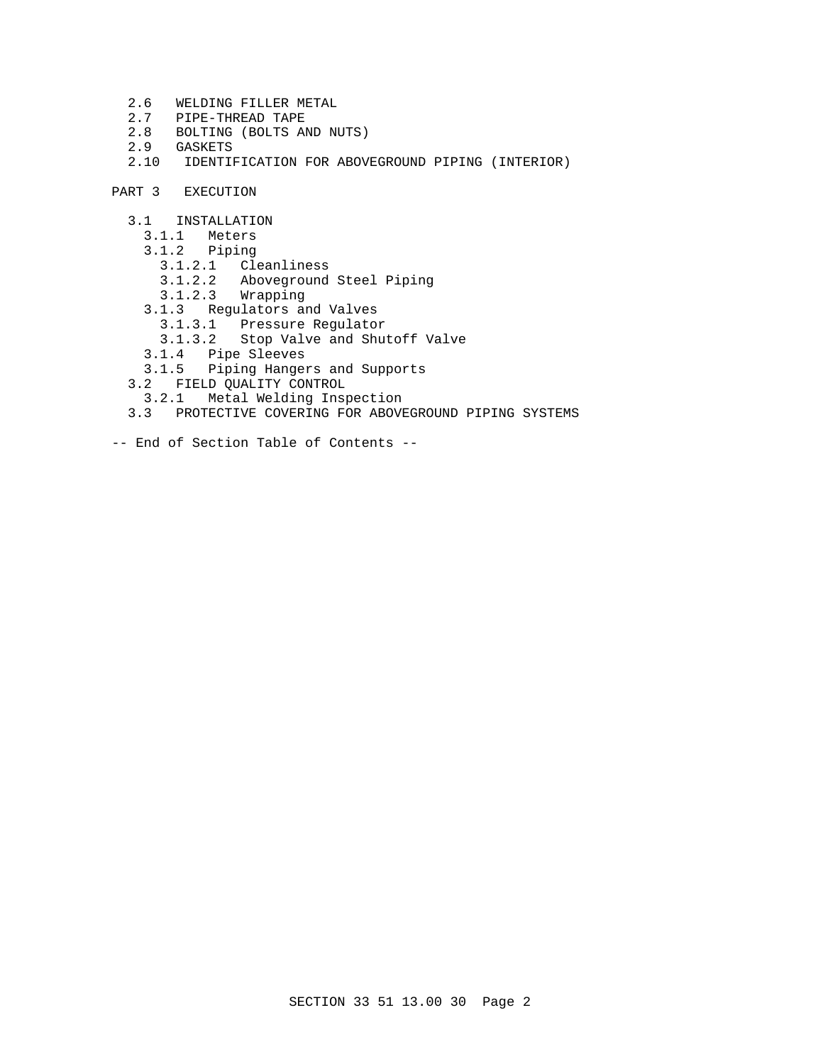2.6 WELDING FILLER METAL
2.7 PIPE-THREAD TAPE
2.8 BOLTING (BOLTS AND NUTS)
2.9 GASKETS
2.10 IDENTIFICATION FOR ABOVEGROUND PIPING (INTERIOR)

PART 3 EXECUTION

3.1 INSTALLATION
  3.1.1 Meters
  3.1.2 Piping
    3.1.2.1 Cleanliness
    3.1.2.2 Aboveground Steel Piping
    3.1.2.3 Wrapping
  3.1.3 Regulators and Valves
    3.1.3.1 Pressure Regulator
    3.1.3.2 Stop Valve and Shutoff Valve
  3.1.4 Pipe Sleeves
  3.1.5 Piping Hangers and Supports
3.2 FIELD QUALITY CONTROL
  3.2.1 Metal Welding Inspection
3.3 PROTECTIVE COVERING FOR ABOVEGROUND PIPING SYSTEMS

-- End of Section Table of Contents --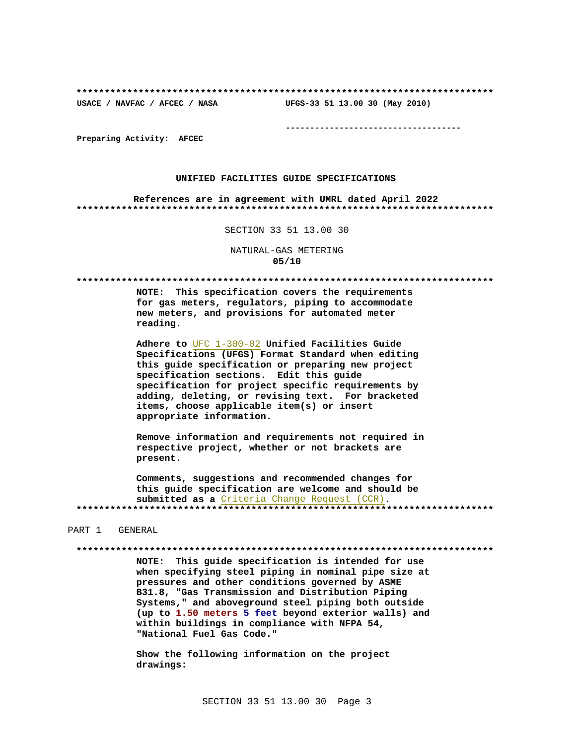**************************************************************************

USACE / NAVFAC / AFCEC / NASA UFGS-33 51 13.00 30 (May 2010)

-----------------------------------

Preparing Activity: AFCEC

**UNIFIED FACILITIES GUIDE SPECIFICATIONS**

**References are in agreement with UMRL dated April 2022**

**************************************************************************

SECTION 33 51 13.00 30

NATURAL-GAS METERING

**05/10**

**************************************************************************

**NOTE: This specification covers the requirements for gas meters, regulators, piping to accommodate new meters, and provisions for automated meter reading.**

**Adhere to UFC 1-300-02 Unified Facilities Guide Specifications (UFGS) Format Standard when editing this guide specification or preparing new project specification sections. Edit this guide specification for project specific requirements by adding, deleting, or revising text. For bracketed items, choose applicable item(s) or insert appropriate information.**

**Remove information and requirements not required in respective project, whether or not brackets are present.**

**Comments, suggestions and recommended changes for this guide specification are welcome and should be submitted as a Criteria Change Request (CCR).**

**************************************************************************

PART 1 GENERAL

**************************************************************************

**NOTE: This guide specification is intended for use when specifying steel piping in nominal pipe size at pressures and other conditions governed by ASME B31.8, "Gas Transmission and Distribution Piping Systems," and aboveground steel piping both outside (up to 1.50 meters 5 feet beyond exterior walls) and within buildings in compliance with NFPA 54, "National Fuel Gas Code."**

**Show the following information on the project drawings:**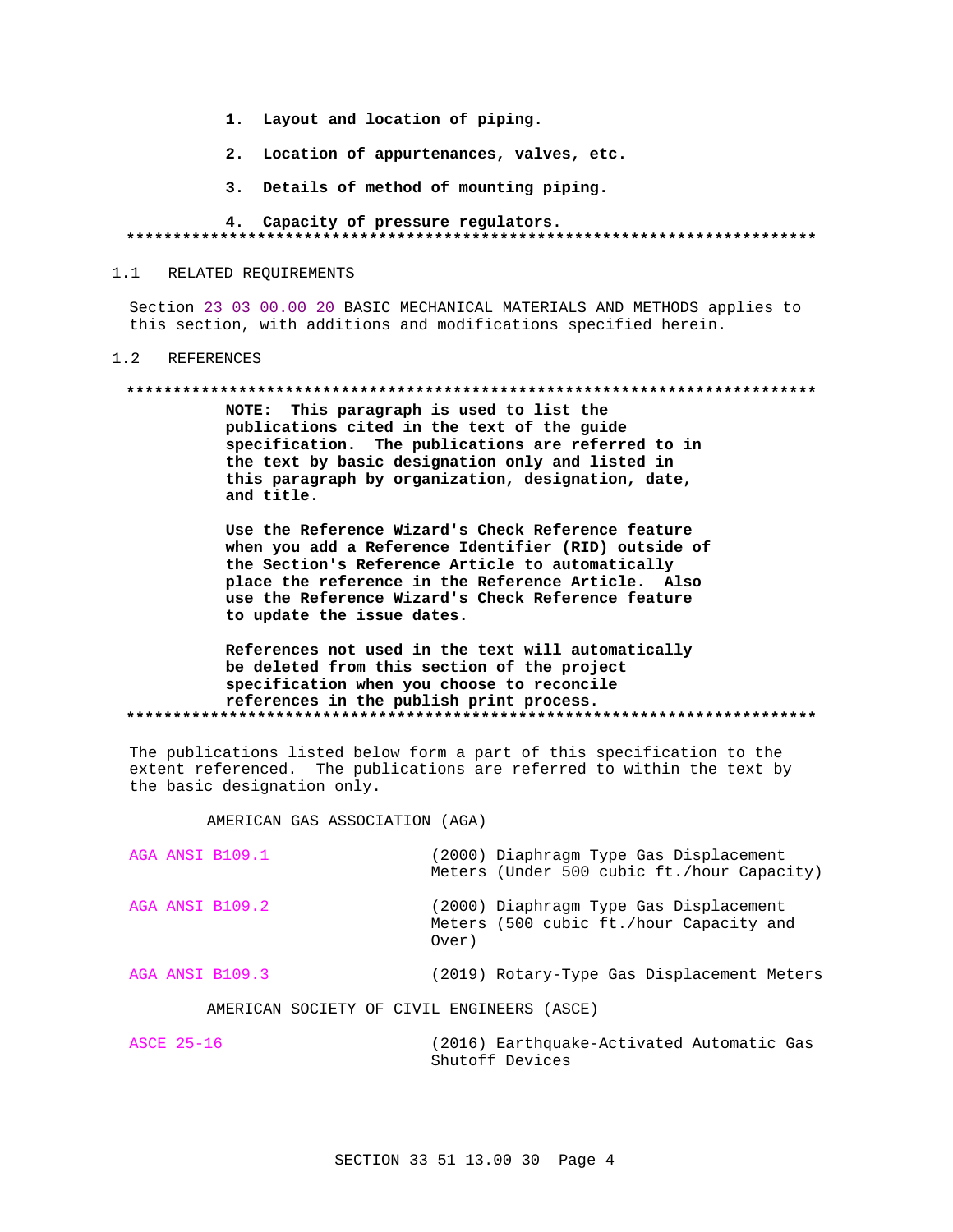1. **Layout and location of piping.**

2. **Location of appurtenances, valves, etc.**

3. **Details of method of mounting piping.**

4. **Capacity of pressure regulators.**

**************************************************************************

## 1.1 RELATED REQUIREMENTS

Section 23 03 00.00 20 BASIC MECHANICAL MATERIALS AND METHODS applies to this section, with additions and modifications specified herein.

## 1.2 REFERENCES

**************************************************************************

**NOTE: This paragraph is used to list the publications cited in the text of the guide specification. The publications are referred to in the text by basic designation only and listed in this paragraph by organization, designation, date, and title.**

**Use the Reference Wizard's Check Reference feature when you add a Reference Identifier (RID) outside of the Section's Reference Article to automatically place the reference in the Reference Article. Also use the Reference Wizard's Check Reference feature to update the issue dates.**

**References not used in the text will automatically be deleted from this section of the project specification when you choose to reconcile references in the publish print process.**

**************************************************************************

The publications listed below form a part of this specification to the extent referenced. The publications are referred to within the text by the basic designation only.

AMERICAN GAS ASSOCIATION (AGA)

| | |
|---|---|
| AGA ANSI B109.1 | (2000) Diaphragm Type Gas Displacement Meters (Under 500 cubic ft./hour Capacity) |
| AGA ANSI B109.2 | (2000) Diaphragm Type Gas Displacement Meters (500 cubic ft./hour Capacity and Over) |
| AGA ANSI B109.3 | (2019) Rotary-Type Gas Displacement Meters |

AMERICAN SOCIETY OF CIVIL ENGINEERS (ASCE)

| | |
|---|---|
| ASCE 25-16 | (2016) Earthquake-Activated Automatic Gas Shutoff Devices |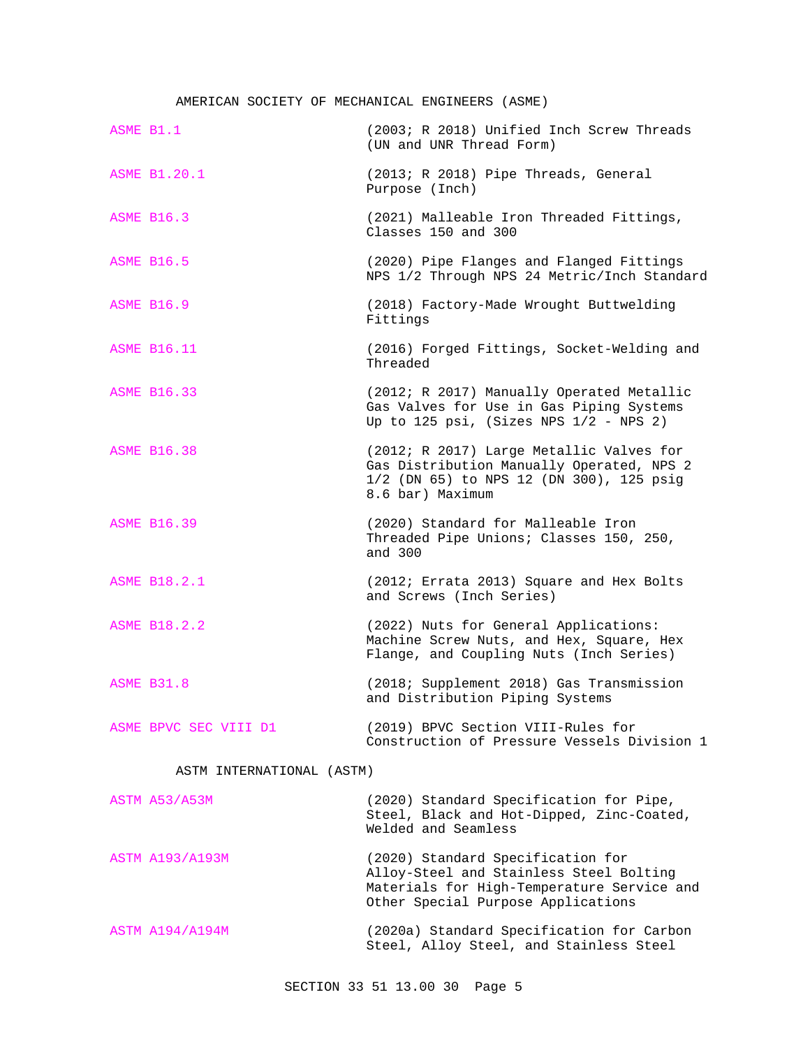AMERICAN SOCIETY OF MECHANICAL ENGINEERS (ASME)

| | |
|---|---|
| ASME B1.1 | (2003; R 2018) Unified Inch Screw Threads (UN and UNR Thread Form) |
| ASME B1.20.1 | (2013; R 2018) Pipe Threads, General Purpose (Inch) |
| ASME B16.3 | (2021) Malleable Iron Threaded Fittings, Classes 150 and 300 |
| ASME B16.5 | (2020) Pipe Flanges and Flanged Fittings NPS 1/2 Through NPS 24 Metric/Inch Standard |
| ASME B16.9 | (2018) Factory-Made Wrought Buttwelding Fittings |
| ASME B16.11 | (2016) Forged Fittings, Socket-Welding and Threaded |
| ASME B16.33 | (2012; R 2017) Manually Operated Metallic Gas Valves for Use in Gas Piping Systems Up to 125 psi, (Sizes NPS 1/2 - NPS 2) |
| ASME B16.38 | (2012; R 2017) Large Metallic Valves for Gas Distribution Manually Operated, NPS 2 1/2 (DN 65) to NPS 12 (DN 300), 125 psig 8.6 bar) Maximum |
| ASME B16.39 | (2020) Standard for Malleable Iron Threaded Pipe Unions; Classes 150, 250, and 300 |
| ASME B18.2.1 | (2012; Errata 2013) Square and Hex Bolts and Screws (Inch Series) |
| ASME B18.2.2 | (2022) Nuts for General Applications: Machine Screw Nuts, and Hex, Square, Hex Flange, and Coupling Nuts (Inch Series) |
| ASME B31.8 | (2018; Supplement 2018) Gas Transmission and Distribution Piping Systems |
| ASME BPVC SEC VIII D1 | (2019) BPVC Section VIII-Rules for Construction of Pressure Vessels Division 1 |

ASTM INTERNATIONAL (ASTM)

| | |
|---|---|
| ASTM A53/A53M | (2020) Standard Specification for Pipe, Steel, Black and Hot-Dipped, Zinc-Coated, Welded and Seamless |
| ASTM A193/A193M | (2020) Standard Specification for Alloy-Steel and Stainless Steel Bolting Materials for High-Temperature Service and Other Special Purpose Applications |
| ASTM A194/A194M | (2020a) Standard Specification for Carbon Steel, Alloy Steel, and Stainless Steel |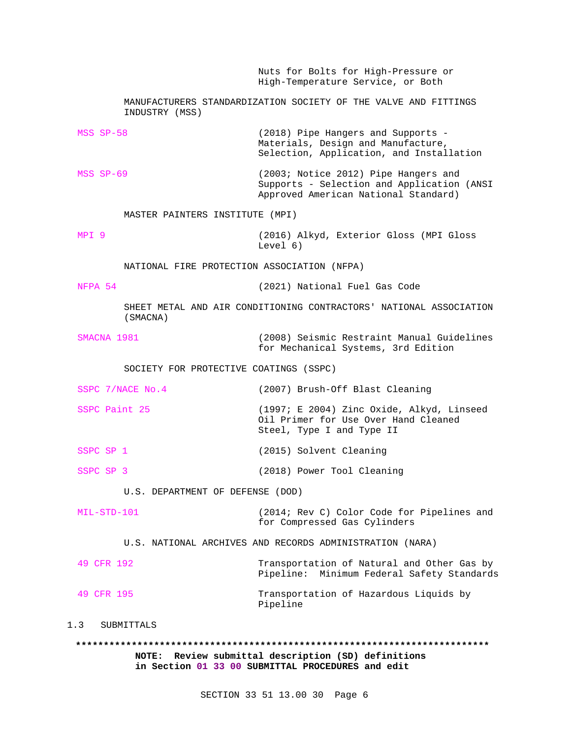Nuts for Bolts for High-Pressure or High-Temperature Service, or Both

MANUFACTURERS STANDARDIZATION SOCIETY OF THE VALVE AND FITTINGS INDUSTRY (MSS)

| | |
|---|---|
| MSS SP-58 | (2018) Pipe Hangers and Supports - Materials, Design and Manufacture, Selection, Application, and Installation |
| MSS SP-69 | (2003; Notice 2012) Pipe Hangers and Supports - Selection and Application (ANSI Approved American National Standard) |

MASTER PAINTERS INSTITUTE (MPI)

| | |
|---|---|
| MPI 9 | (2016) Alkyd, Exterior Gloss (MPI Gloss Level 6) |

NATIONAL FIRE PROTECTION ASSOCIATION (NFPA)

| | |
|---|---|
| NFPA 54 | (2021) National Fuel Gas Code |

SHEET METAL AND AIR CONDITIONING CONTRACTORS' NATIONAL ASSOCIATION (SMACNA)

| | |
|---|---|
| SMACNA 1981 | (2008) Seismic Restraint Manual Guidelines for Mechanical Systems, 3rd Edition |

SOCIETY FOR PROTECTIVE COATINGS (SSPC)

| | |
|---|---|
| SSPC 7/NACE No.4 | (2007) Brush-Off Blast Cleaning |
| SSPC Paint 25 | (1997; E 2004) Zinc Oxide, Alkyd, Linseed Oil Primer for Use Over Hand Cleaned Steel, Type I and Type II |
| SSPC SP 1 | (2015) Solvent Cleaning |
| SSPC SP 3 | (2018) Power Tool Cleaning |

U.S. DEPARTMENT OF DEFENSE (DOD)

| | |
|---|---|
| MIL-STD-101 | (2014; Rev C) Color Code for Pipelines and for Compressed Gas Cylinders |

U.S. NATIONAL ARCHIVES AND RECORDS ADMINISTRATION (NARA)

| | |
|---|---|
| 49 CFR 192 | Transportation of Natural and Other Gas by Pipeline: Minimum Federal Safety Standards |
| 49 CFR 195 | Transportation of Hazardous Liquids by Pipeline |

## 1.3 SUBMITTALS

**************************************************************************

**NOTE: Review submittal description (SD) definitions in Section 01 33 00 SUBMITTAL PROCEDURES and edit**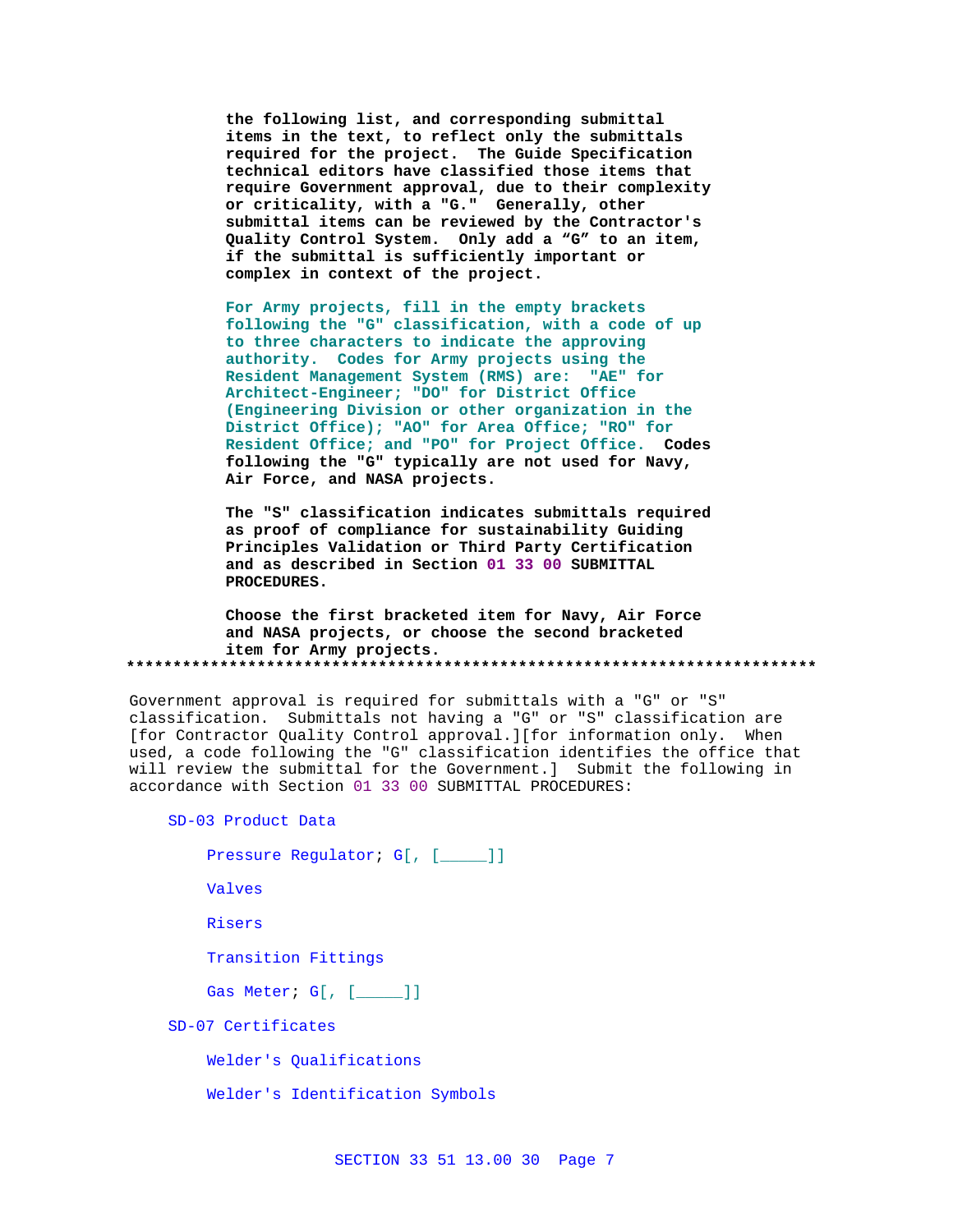**the following list, and corresponding submittal items in the text, to reflect only the submittals required for the project. The Guide Specification technical editors have classified those items that require Government approval, due to their complexity or criticality, with a "G." Generally, other submittal items can be reviewed by the Contractor's Quality Control System. Only add a "G" to an item, if the submittal is sufficiently important or complex in context of the project.**

**For Army projects, fill in the empty brackets following the "G" classification, with a code of up to three characters to indicate the approving authority. Codes for Army projects using the Resident Management System (RMS) are: "AE" for Architect-Engineer; "DO" for District Office (Engineering Division or other organization in the District Office); "AO" for Area Office; "RO" for Resident Office; and "PO" for Project Office. Codes following the "G" typically are not used for Navy, Air Force, and NASA projects.**

**The "S" classification indicates submittals required as proof of compliance for sustainability Guiding Principles Validation or Third Party Certification and as described in Section 01 33 00 SUBMITTAL PROCEDURES.**

**Choose the first bracketed item for Navy, Air Force and NASA projects, or choose the second bracketed item for Army projects.**

**************************************************************************

Government approval is required for submittals with a "G" or "S" classification. Submittals not having a "G" or "S" classification are [for Contractor Quality Control approval.][for information only. When used, a code following the "G" classification identifies the office that will review the submittal for the Government.] Submit the following in accordance with Section 01 33 00 SUBMITTAL PROCEDURES:

SD-03 Product Data

Pressure Regulator; G[, [_____]]

Valves

Risers

Transition Fittings

Gas Meter; G[, [_____]]

SD-07 Certificates

Welder's Qualifications

Welder's Identification Symbols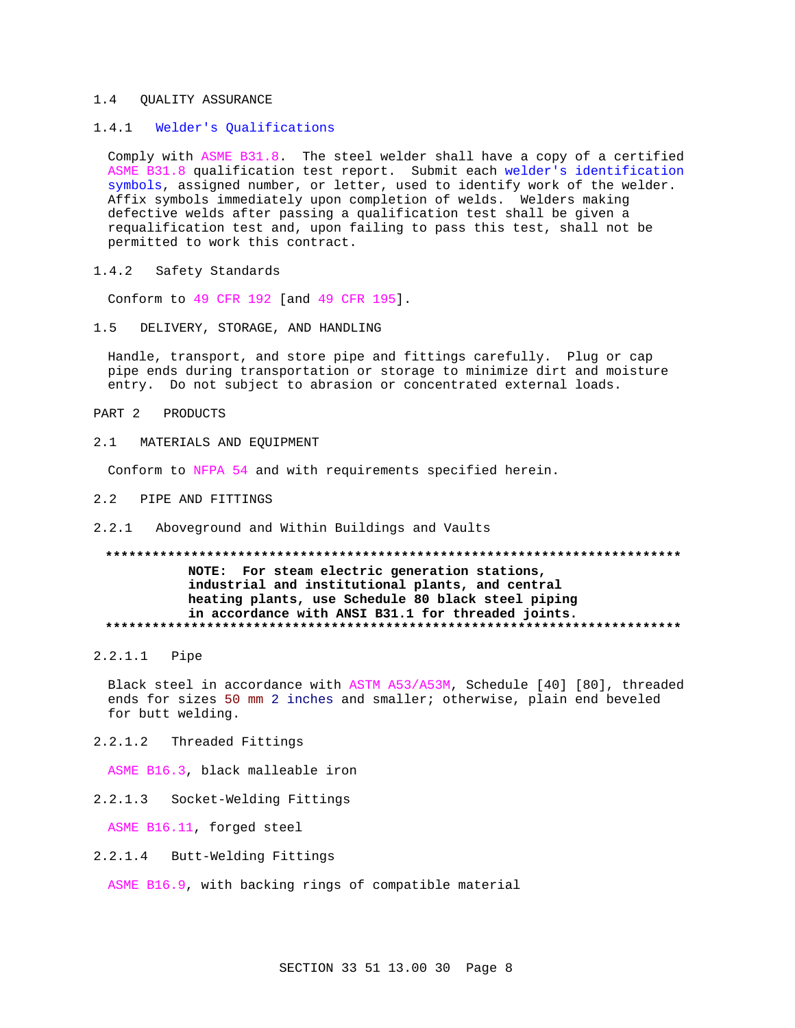## 1.4 QUALITY ASSURANCE

### 1.4.1 Welder's Qualifications

Comply with ASME B31.8. The steel welder shall have a copy of a certified ASME B31.8 qualification test report. Submit each welder's identification symbols, assigned number, or letter, used to identify work of the welder. Affix symbols immediately upon completion of welds. Welders making defective welds after passing a qualification test shall be given a requalification test and, upon failing to pass this test, shall not be permitted to work this contract.

### 1.4.2 Safety Standards

Conform to 49 CFR 192 [and 49 CFR 195].

## 1.5 DELIVERY, STORAGE, AND HANDLING

Handle, transport, and store pipe and fittings carefully. Plug or cap pipe ends during transportation or storage to minimize dirt and moisture entry. Do not subject to abrasion or concentrated external loads.

# PART 2 PRODUCTS

## 2.1 MATERIALS AND EQUIPMENT

Conform to NFPA 54 and with requirements specified herein.

## 2.2 PIPE AND FITTINGS

### 2.2.1 Aboveground and Within Buildings and Vaults

**************************************************************************

**NOTE: For steam electric generation stations, industrial and institutional plants, and central heating plants, use Schedule 80 black steel piping in accordance with ANSI B31.1 for threaded joints.**

**************************************************************************

#### 2.2.1.1 Pipe

Black steel in accordance with ASTM A53/A53M, Schedule [40] [80], threaded ends for sizes 50 mm 2 inches and smaller; otherwise, plain end beveled for butt welding.

#### 2.2.1.2 Threaded Fittings

ASME B16.3, black malleable iron

#### 2.2.1.3 Socket-Welding Fittings

ASME B16.11, forged steel

#### 2.2.1.4 Butt-Welding Fittings

ASME B16.9, with backing rings of compatible material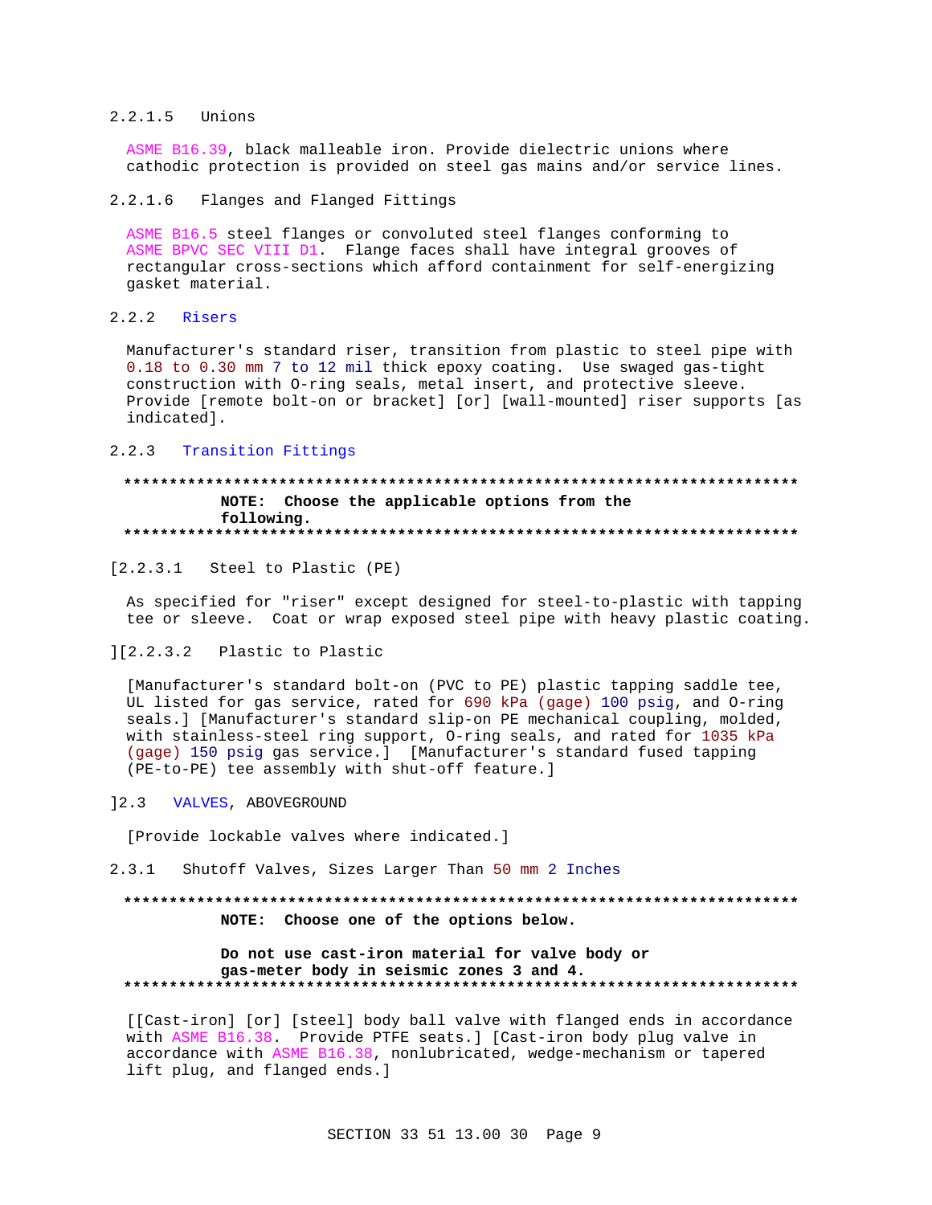#### 2.2.1.5 Unions

ASME B16.39, black malleable iron. Provide dielectric unions where cathodic protection is provided on steel gas mains and/or service lines.

#### 2.2.1.6 Flanges and Flanged Fittings

ASME B16.5 steel flanges or convoluted steel flanges conforming to ASME BPVC SEC VIII D1. Flange faces shall have integral grooves of rectangular cross-sections which afford containment for self-energizing gasket material.

### 2.2.2 Risers

Manufacturer's standard riser, transition from plastic to steel pipe with 0.18 to 0.30 mm 7 to 12 mil thick epoxy coating. Use swaged gas-tight construction with O-ring seals, metal insert, and protective sleeve. Provide [remote bolt-on or bracket] [or] [wall-mounted] riser supports [as indicated].

### 2.2.3 Transition Fittings

**************************************************************************

**NOTE: Choose the applicable options from the following.**

**************************************************************************

[2.2.3.1 Steel to Plastic (PE)

As specified for "riser" except designed for steel-to-plastic with tapping tee or sleeve. Coat or wrap exposed steel pipe with heavy plastic coating.

][2.2.3.2 Plastic to Plastic

[Manufacturer's standard bolt-on (PVC to PE) plastic tapping saddle tee, UL listed for gas service, rated for 690 kPa (gage) 100 psig, and O-ring seals.] [Manufacturer's standard slip-on PE mechanical coupling, molded, with stainless-steel ring support, O-ring seals, and rated for 1035 kPa (gage) 150 psig gas service.] [Manufacturer's standard fused tapping (PE-to-PE) tee assembly with shut-off feature.]

]2.3 VALVES, ABOVEGROUND

[Provide lockable valves where indicated.]

### 2.3.1 Shutoff Valves, Sizes Larger Than 50 mm 2 Inches

**************************************************************************

**NOTE: Choose one of the options below.**

**Do not use cast-iron material for valve body or gas-meter body in seismic zones 3 and 4.**

**************************************************************************

[[Cast-iron] [or] [steel] body ball valve with flanged ends in accordance with ASME B16.38. Provide PTFE seats.] [Cast-iron body plug valve in accordance with ASME B16.38, nonlubricated, wedge-mechanism or tapered lift plug, and flanged ends.]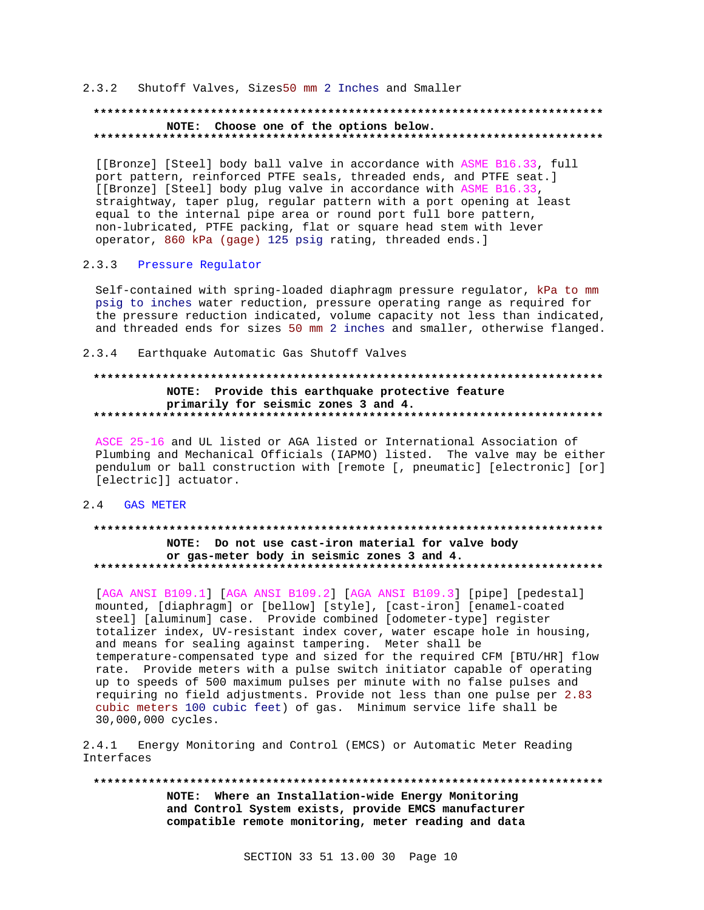#### 2.3.2 Shutoff Valves, Sizes50 mm 2 Inches and Smaller

**************************************************************************

**NOTE: Choose one of the options below.**

**************************************************************************

[[Bronze] [Steel] body ball valve in accordance with ASME B16.33, full port pattern, reinforced PTFE seals, threaded ends, and PTFE seat.] [[Bronze] [Steel] body plug valve in accordance with ASME B16.33, straightway, taper plug, regular pattern with a port opening at least equal to the internal pipe area or round port full bore pattern, non-lubricated, PTFE packing, flat or square head stem with lever operator, 860 kPa (gage) 125 psig rating, threaded ends.]

#### 2.3.3 Pressure Regulator

Self-contained with spring-loaded diaphragm pressure regulator, kPa to mm psig to inches water reduction, pressure operating range as required for the pressure reduction indicated, volume capacity not less than indicated, and threaded ends for sizes 50 mm 2 inches and smaller, otherwise flanged.

#### 2.3.4 Earthquake Automatic Gas Shutoff Valves

**************************************************************************

**NOTE: Provide this earthquake protective feature primarily for seismic zones 3 and 4.**

**************************************************************************

ASCE 25-16 and UL listed or AGA listed or International Association of Plumbing and Mechanical Officials (IAPMO) listed. The valve may be either pendulum or ball construction with [remote [, pneumatic] [electronic] [or] [electric]] actuator.

### 2.4 GAS METER

**************************************************************************

**NOTE: Do not use cast-iron material for valve body or gas-meter body in seismic zones 3 and 4.**

**************************************************************************

[AGA ANSI B109.1] [AGA ANSI B109.2] [AGA ANSI B109.3] [pipe] [pedestal] mounted, [diaphragm] or [bellow] [style], [cast-iron] [enamel-coated steel] [aluminum] case. Provide combined [odometer-type] register totalizer index, UV-resistant index cover, water escape hole in housing, and means for sealing against tampering. Meter shall be temperature-compensated type and sized for the required CFM [BTU/HR] flow rate. Provide meters with a pulse switch initiator capable of operating up to speeds of 500 maximum pulses per minute with no false pulses and requiring no field adjustments. Provide not less than one pulse per 2.83 cubic meters 100 cubic feet) of gas. Minimum service life shall be 30,000,000 cycles.

#### 2.4.1 Energy Monitoring and Control (EMCS) or Automatic Meter Reading Interfaces

**************************************************************************

**NOTE: Where an Installation-wide Energy Monitoring and Control System exists, provide EMCS manufacturer compatible remote monitoring, meter reading and data**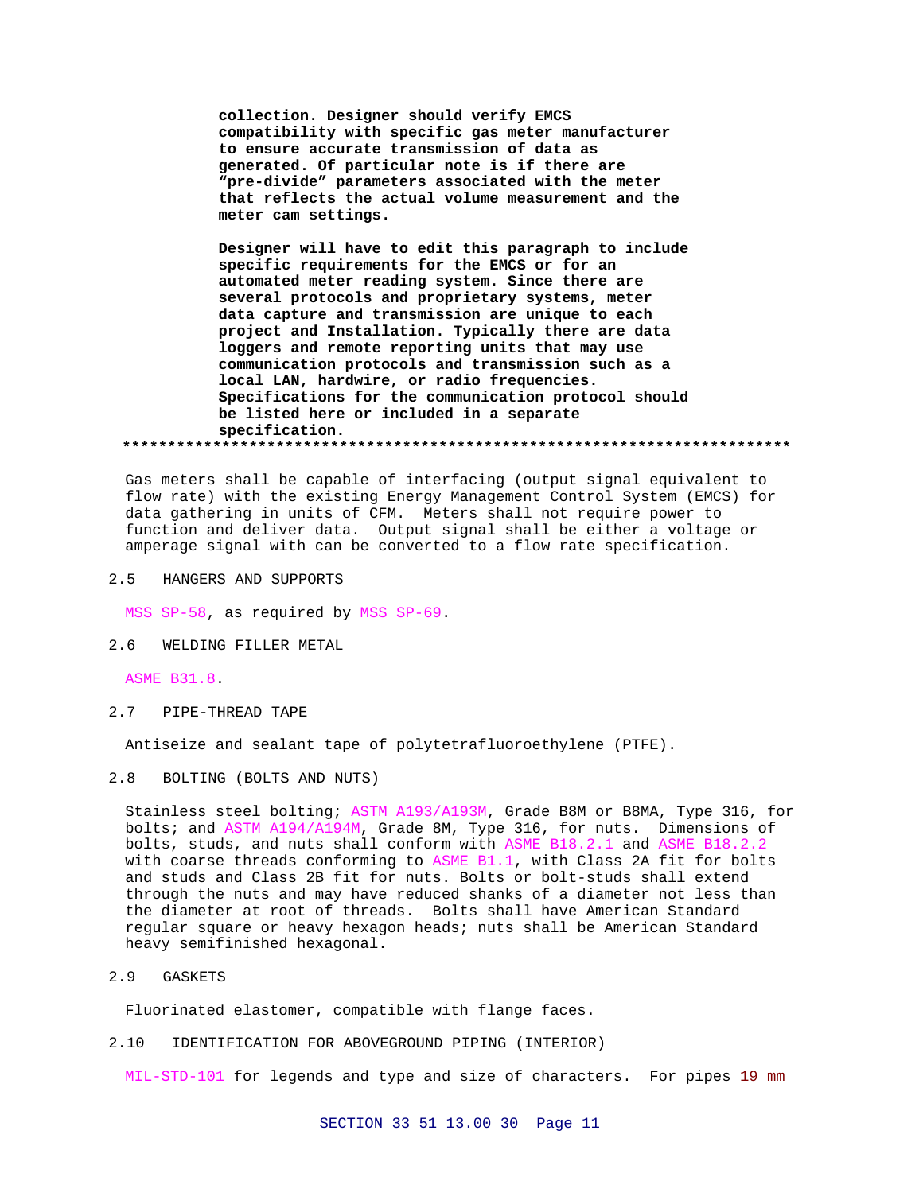**collection. Designer should verify EMCS compatibility with specific gas meter manufacturer to ensure accurate transmission of data as generated. Of particular note is if there are "pre-divide" parameters associated with the meter that reflects the actual volume measurement and the meter cam settings.**

**Designer will have to edit this paragraph to include specific requirements for the EMCS or for an automated meter reading system. Since there are several protocols and proprietary systems, meter data capture and transmission are unique to each project and Installation. Typically there are data loggers and remote reporting units that may use communication protocols and transmission such as a local LAN, hardwire, or radio frequencies. Specifications for the communication protocol should be listed here or included in a separate specification.**

**************************************************************************

Gas meters shall be capable of interfacing (output signal equivalent to flow rate) with the existing Energy Management Control System (EMCS) for data gathering in units of CFM. Meters shall not require power to function and deliver data. Output signal shall be either a voltage or amperage signal with can be converted to a flow rate specification.

## 2.5 HANGERS AND SUPPORTS

MSS SP-58, as required by MSS SP-69.

## 2.6 WELDING FILLER METAL

ASME B31.8.

## 2.7 PIPE-THREAD TAPE

Antiseize and sealant tape of polytetrafluoroethylene (PTFE).

## 2.8 BOLTING (BOLTS AND NUTS)

Stainless steel bolting; ASTM A193/A193M, Grade B8M or B8MA, Type 316, for bolts; and ASTM A194/A194M, Grade 8M, Type 316, for nuts. Dimensions of bolts, studs, and nuts shall conform with ASME B18.2.1 and ASME B18.2.2 with coarse threads conforming to ASME B1.1, with Class 2A fit for bolts and studs and Class 2B fit for nuts. Bolts or bolt-studs shall extend through the nuts and may have reduced shanks of a diameter not less than the diameter at root of threads. Bolts shall have American Standard regular square or heavy hexagon heads; nuts shall be American Standard heavy semifinished hexagonal.

## 2.9 GASKETS

Fluorinated elastomer, compatible with flange faces.

## 2.10 IDENTIFICATION FOR ABOVEGROUND PIPING (INTERIOR)

MIL-STD-101 for legends and type and size of characters. For pipes 19 mm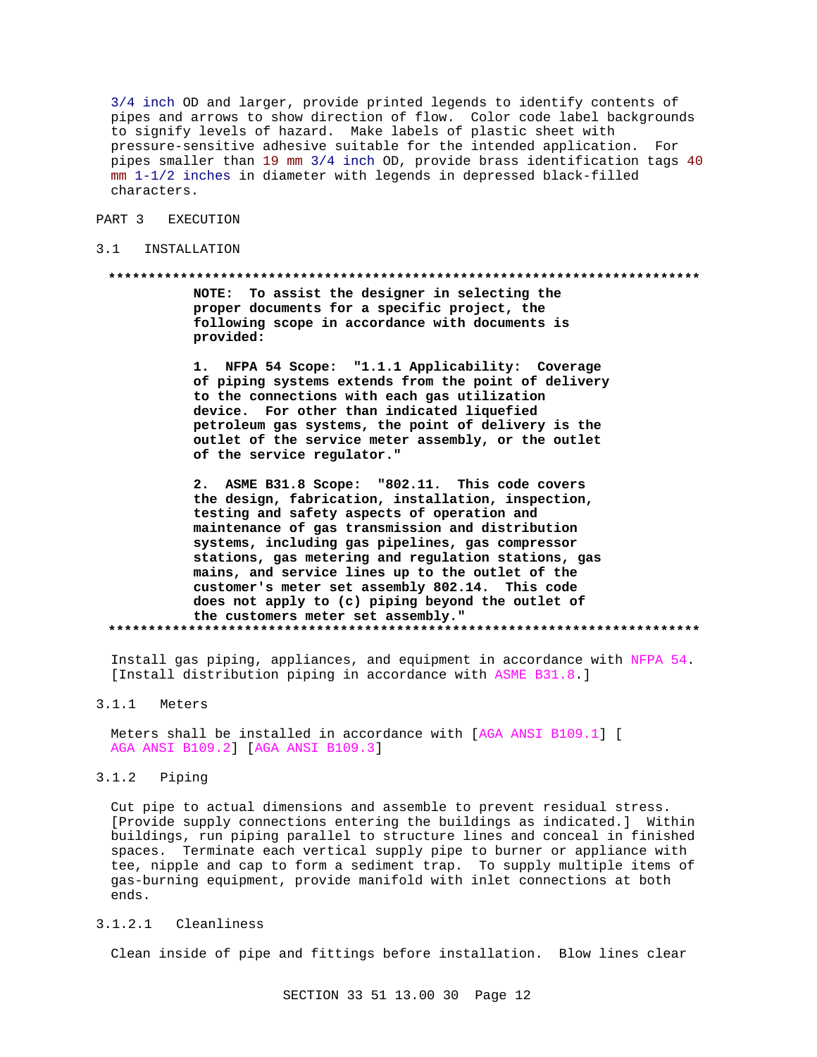3/4 inch OD and larger, provide printed legends to identify contents of pipes and arrows to show direction of flow. Color code label backgrounds to signify levels of hazard. Make labels of plastic sheet with pressure-sensitive adhesive suitable for the intended application. For pipes smaller than 19 mm 3/4 inch OD, provide brass identification tags 40 mm 1-1/2 inches in diameter with legends in depressed black-filled characters.

# PART 3 EXECUTION

## 3.1 INSTALLATION

**************************************************************************

**NOTE: To assist the designer in selecting the proper documents for a specific project, the following scope in accordance with documents is provided:**

**1. NFPA 54 Scope: "1.1.1 Applicability: Coverage of piping systems extends from the point of delivery to the connections with each gas utilization device. For other than indicated liquefied petroleum gas systems, the point of delivery is the outlet of the service meter assembly, or the outlet of the service regulator."**

**2. ASME B31.8 Scope: "802.11. This code covers the design, fabrication, installation, inspection, testing and safety aspects of operation and maintenance of gas transmission and distribution systems, including gas pipelines, gas compressor stations, gas metering and regulation stations, gas mains, and service lines up to the outlet of the customer's meter set assembly 802.14. This code does not apply to (c) piping beyond the outlet of the customers meter set assembly."**

**************************************************************************

Install gas piping, appliances, and equipment in accordance with NFPA 54. [Install distribution piping in accordance with ASME B31.8.]

### 3.1.1 Meters

Meters shall be installed in accordance with [AGA ANSI B109.1] [ AGA ANSI B109.2] [AGA ANSI B109.3]

### 3.1.2 Piping

Cut pipe to actual dimensions and assemble to prevent residual stress. [Provide supply connections entering the buildings as indicated.] Within buildings, run piping parallel to structure lines and conceal in finished spaces. Terminate each vertical supply pipe to burner or appliance with tee, nipple and cap to form a sediment trap. To supply multiple items of gas-burning equipment, provide manifold with inlet connections at both ends.

#### 3.1.2.1 Cleanliness

Clean inside of pipe and fittings before installation. Blow lines clear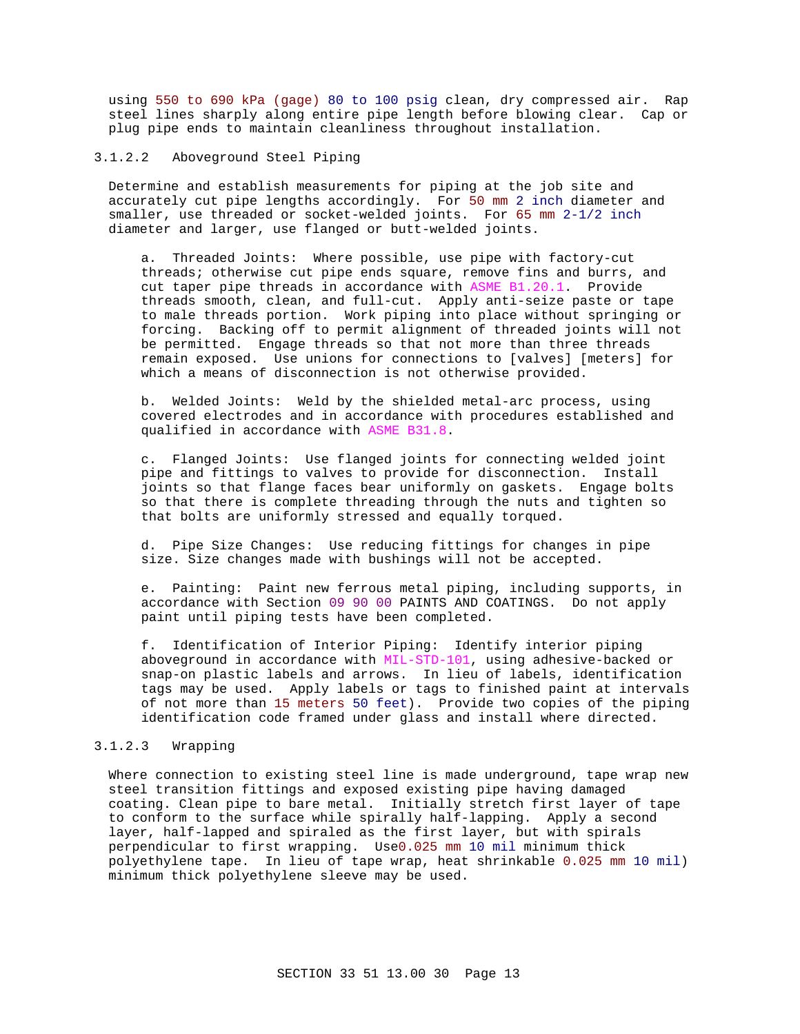using 550 to 690 kPa (gage) 80 to 100 psig clean, dry compressed air. Rap steel lines sharply along entire pipe length before blowing clear. Cap or plug pipe ends to maintain cleanliness throughout installation.

### 3.1.2.2 Aboveground Steel Piping

Determine and establish measurements for piping at the job site and accurately cut pipe lengths accordingly. For 50 mm 2 inch diameter and smaller, use threaded or socket-welded joints. For 65 mm 2-1/2 inch diameter and larger, use flanged or butt-welded joints.

a. Threaded Joints: Where possible, use pipe with factory-cut threads; otherwise cut pipe ends square, remove fins and burrs, and cut taper pipe threads in accordance with ASME B1.20.1. Provide threads smooth, clean, and full-cut. Apply anti-seize paste or tape to male threads portion. Work piping into place without springing or forcing. Backing off to permit alignment of threaded joints will not be permitted. Engage threads so that not more than three threads remain exposed. Use unions for connections to [valves] [meters] for which a means of disconnection is not otherwise provided.

b. Welded Joints: Weld by the shielded metal-arc process, using covered electrodes and in accordance with procedures established and qualified in accordance with ASME B31.8.

c. Flanged Joints: Use flanged joints for connecting welded joint pipe and fittings to valves to provide for disconnection. Install joints so that flange faces bear uniformly on gaskets. Engage bolts so that there is complete threading through the nuts and tighten so that bolts are uniformly stressed and equally torqued.

d. Pipe Size Changes: Use reducing fittings for changes in pipe size. Size changes made with bushings will not be accepted.

e. Painting: Paint new ferrous metal piping, including supports, in accordance with Section 09 90 00 PAINTS AND COATINGS. Do not apply paint until piping tests have been completed.

f. Identification of Interior Piping: Identify interior piping aboveground in accordance with MIL-STD-101, using adhesive-backed or snap-on plastic labels and arrows. In lieu of labels, identification tags may be used. Apply labels or tags to finished paint at intervals of not more than 15 meters 50 feet). Provide two copies of the piping identification code framed under glass and install where directed.

### 3.1.2.3 Wrapping

Where connection to existing steel line is made underground, tape wrap new steel transition fittings and exposed existing pipe having damaged coating. Clean pipe to bare metal. Initially stretch first layer of tape to conform to the surface while spirally half-lapping. Apply a second layer, half-lapped and spiraled as the first layer, but with spirals perpendicular to first wrapping. Use0.025 mm 10 mil minimum thick polyethylene tape. In lieu of tape wrap, heat shrinkable 0.025 mm 10 mil) minimum thick polyethylene sleeve may be used.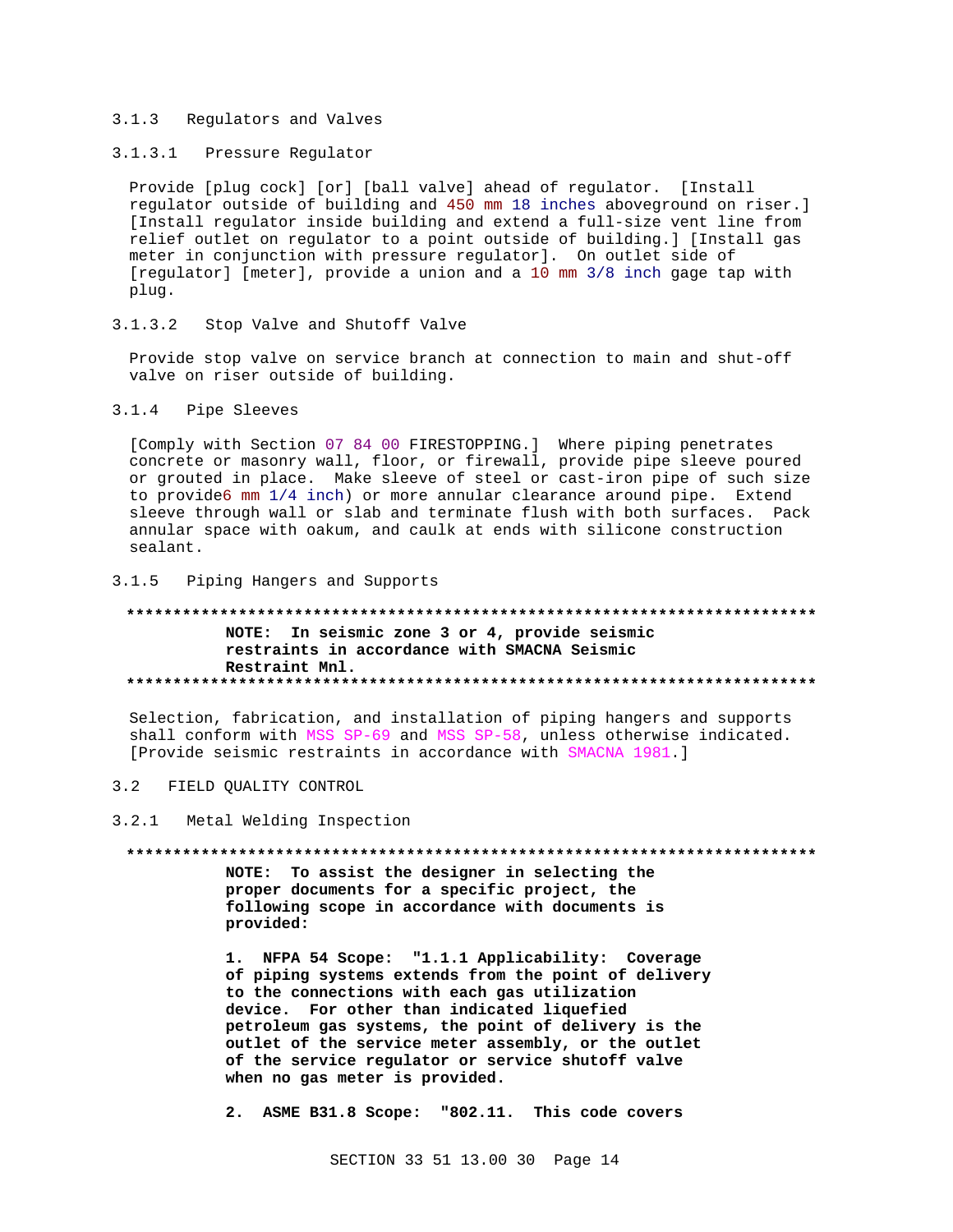### 3.1.3 Regulators and Valves

#### 3.1.3.1 Pressure Regulator

Provide [plug cock] [or] [ball valve] ahead of regulator. [Install regulator outside of building and 450 mm 18 inches aboveground on riser.] [Install regulator inside building and extend a full-size vent line from relief outlet on regulator to a point outside of building.] [Install gas meter in conjunction with pressure regulator]. On outlet side of [regulator] [meter], provide a union and a 10 mm 3/8 inch gage tap with plug.

#### 3.1.3.2 Stop Valve and Shutoff Valve

Provide stop valve on service branch at connection to main and shut-off valve on riser outside of building.

### 3.1.4 Pipe Sleeves

[Comply with Section 07 84 00 FIRESTOPPING.] Where piping penetrates concrete or masonry wall, floor, or firewall, provide pipe sleeve poured or grouted in place. Make sleeve of steel or cast-iron pipe of such size to provide6 mm 1/4 inch) or more annular clearance around pipe. Extend sleeve through wall or slab and terminate flush with both surfaces. Pack annular space with oakum, and caulk at ends with silicone construction sealant.

### 3.1.5 Piping Hangers and Supports

**************************************************************************

**NOTE: In seismic zone 3 or 4, provide seismic restraints in accordance with SMACNA Seismic Restraint Mnl.**

**************************************************************************

Selection, fabrication, and installation of piping hangers and supports shall conform with MSS SP-69 and MSS SP-58, unless otherwise indicated. [Provide seismic restraints in accordance with SMACNA 1981.]

## 3.2 FIELD QUALITY CONTROL

### 3.2.1 Metal Welding Inspection

**************************************************************************

**NOTE: To assist the designer in selecting the proper documents for a specific project, the following scope in accordance with documents is provided:**

**1. NFPA 54 Scope: "1.1.1 Applicability: Coverage of piping systems extends from the point of delivery to the connections with each gas utilization device. For other than indicated liquefied petroleum gas systems, the point of delivery is the outlet of the service meter assembly, or the outlet of the service regulator or service shutoff valve when no gas meter is provided.**

**2. ASME B31.8 Scope: "802.11. This code covers**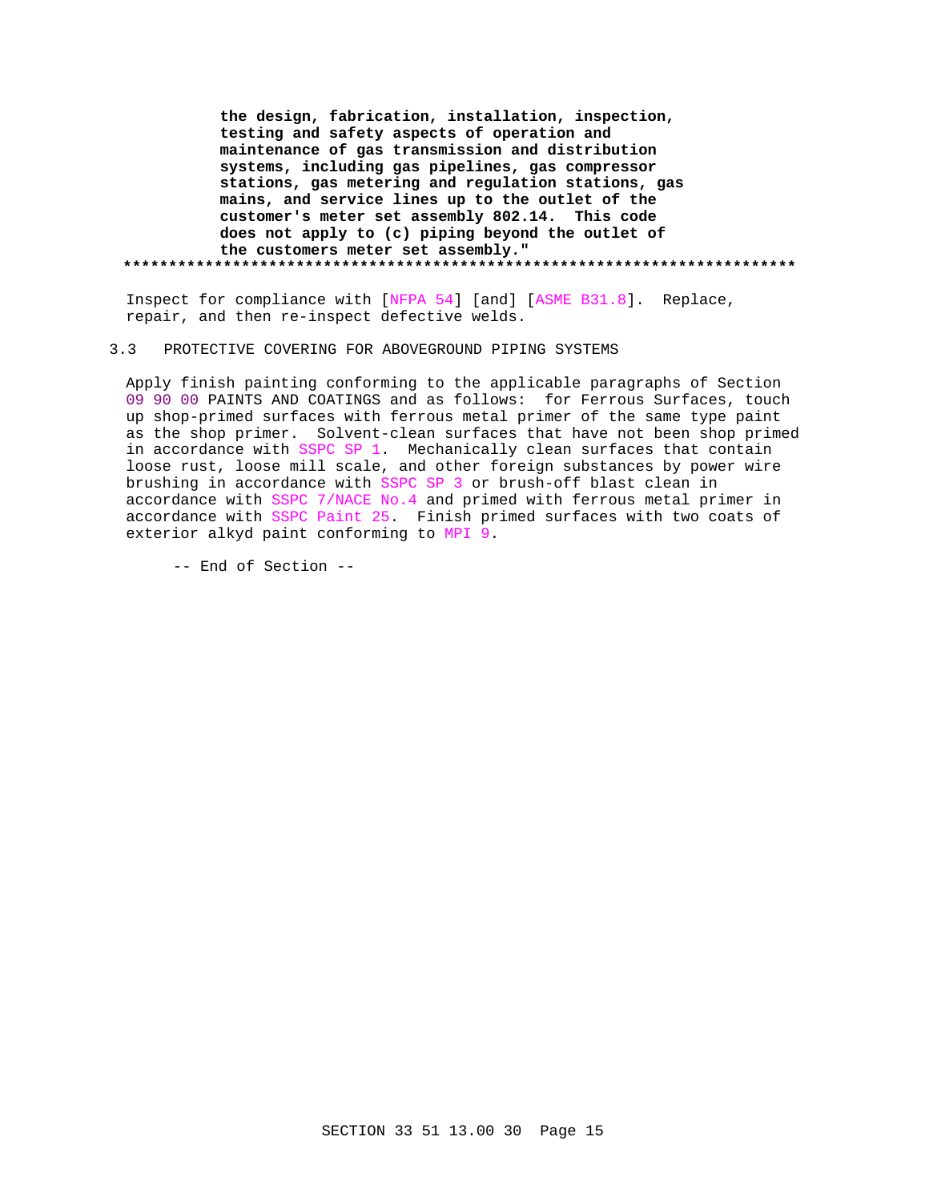**the design, fabrication, installation, inspection, testing and safety aspects of operation and maintenance of gas transmission and distribution systems, including gas pipelines, gas compressor stations, gas metering and regulation stations, gas mains, and service lines up to the outlet of the customer's meter set assembly 802.14. This code does not apply to (c) piping beyond the outlet of the customers meter set assembly."**

**************************************************************************

Inspect for compliance with [NFPA 54] [and] [ASME B31.8]. Replace, repair, and then re-inspect defective welds.

## 3.3 PROTECTIVE COVERING FOR ABOVEGROUND PIPING SYSTEMS

Apply finish painting conforming to the applicable paragraphs of Section 09 90 00 PAINTS AND COATINGS and as follows: for Ferrous Surfaces, touch up shop-primed surfaces with ferrous metal primer of the same type paint as the shop primer. Solvent-clean surfaces that have not been shop primed in accordance with SSPC SP 1. Mechanically clean surfaces that contain loose rust, loose mill scale, and other foreign substances by power wire brushing in accordance with SSPC SP 3 or brush-off blast clean in accordance with SSPC 7/NACE No.4 and primed with ferrous metal primer in accordance with SSPC Paint 25. Finish primed surfaces with two coats of exterior alkyd paint conforming to MPI 9.

-- End of Section --